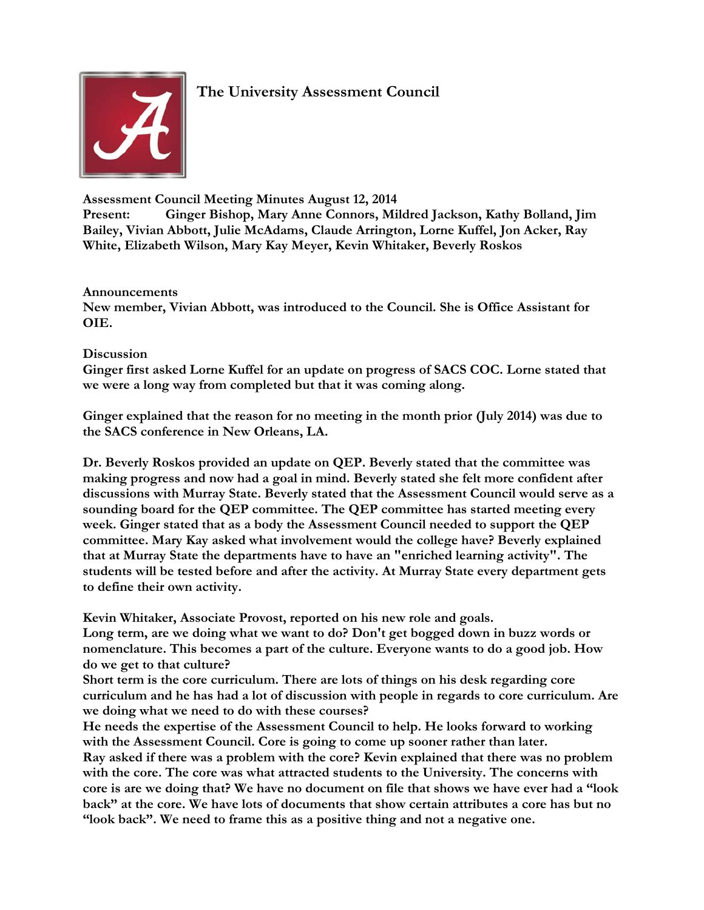# The University Assessment Council

**Assessment Council Meeting Minutes August 12, 2014**
**Present:** Ginger Bishop, Mary Anne Connors, Mildred Jackson, Kathy Bolland, Jim Bailey, Vivian Abbott, Julie McAdams, Claude Arrington, Lorne Kuffel, Jon Acker, Ray White, Elizabeth Wilson, Mary Kay Meyer, Kevin Whitaker, Beverly Roskos

**Announcements**

New member, Vivian Abbott, was introduced to the Council. She is Office Assistant for OIE.

**Discussion**

Ginger first asked Lorne Kuffel for an update on progress of SACS COC. Lorne stated that we were a long way from completed but that it was coming along.

Ginger explained that the reason for no meeting in the month prior (July 2014) was due to the SACS conference in New Orleans, LA.

Dr. Beverly Roskos provided an update on QEP. Beverly stated that the committee was making progress and now had a goal in mind. Beverly stated she felt more confident after discussions with Murray State. Beverly stated that the Assessment Council would serve as a sounding board for the QEP committee. The QEP committee has started meeting every week. Ginger stated that as a body the Assessment Council needed to support the QEP committee. Mary Kay asked what involvement would the college have? Beverly explained that at Murray State the departments have to have an "enriched learning activity". The students will be tested before and after the activity. At Murray State every department gets to define their own activity.

Kevin Whitaker, Associate Provost, reported on his new role and goals.
Long term, are we doing what we want to do? Don't get bogged down in buzz words or nomenclature. This becomes a part of the culture. Everyone wants to do a good job. How do we get to that culture?
Short term is the core curriculum. There are lots of things on his desk regarding core curriculum and he has had a lot of discussion with people in regards to core curriculum. Are we doing what we need to do with these courses?
He needs the expertise of the Assessment Council to help. He looks forward to working with the Assessment Council. Core is going to come up sooner rather than later.
Ray asked if there was a problem with the core? Kevin explained that there was no problem with the core. The core was what attracted students to the University. The concerns with core is are we doing that? We have no document on file that shows we have ever had a "look back" at the core. We have lots of documents that show certain attributes a core has but no "look back". We need to frame this as a positive thing and not a negative one.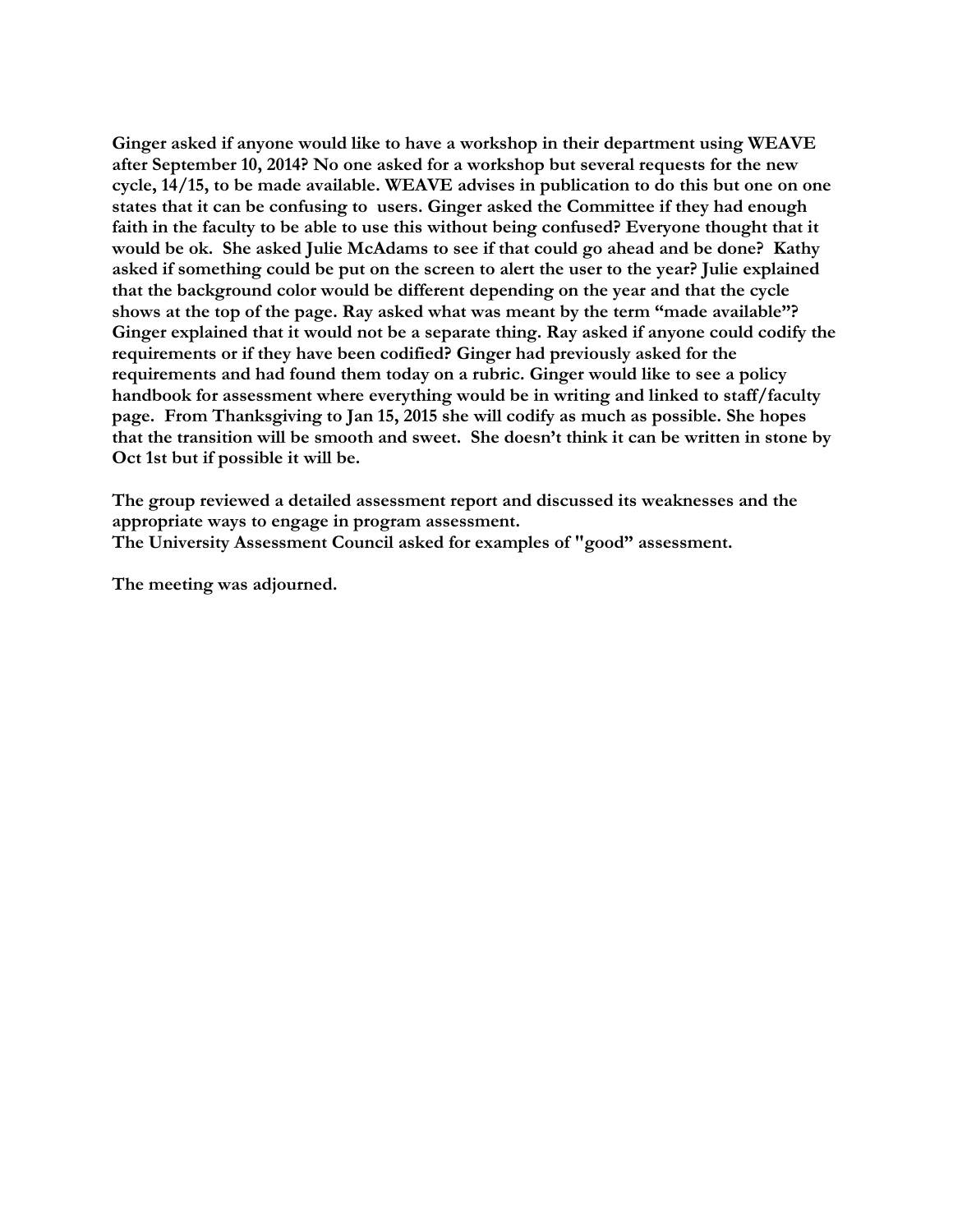**Ginger asked if anyone would like to have a workshop in their department using WEAVE after September 10, 2014? No one asked for a workshop but several requests for the new cycle, 14/15, to be made available. WEAVE advises in publication to do this but one on one states that it can be confusing to users. Ginger asked the Committee if they had enough faith in the faculty to be able to use this without being confused? Everyone thought that it would be ok. She asked Julie McAdams to see if that could go ahead and be done? Kathy asked if something could be put on the screen to alert the user to the year? Julie explained that the background color would be different depending on the year and that the cycle shows at the top of the page. Ray asked what was meant by the term "made available"? Ginger explained that it would not be a separate thing. Ray asked if anyone could codify the requirements or if they have been codified? Ginger had previously asked for the requirements and had found them today on a rubric. Ginger would like to see a policy handbook for assessment where everything would be in writing and linked to staff/faculty page. From Thanksgiving to Jan 15, 2015 she will codify as much as possible. She hopes that the transition will be smooth and sweet. She doesn't think it can be written in stone by Oct 1st but if possible it will be.**

**The group reviewed a detailed assessment report and discussed its weaknesses and the appropriate ways to engage in program assessment.**
**The University Assessment Council asked for examples of "good" assessment.**

**The meeting was adjourned.**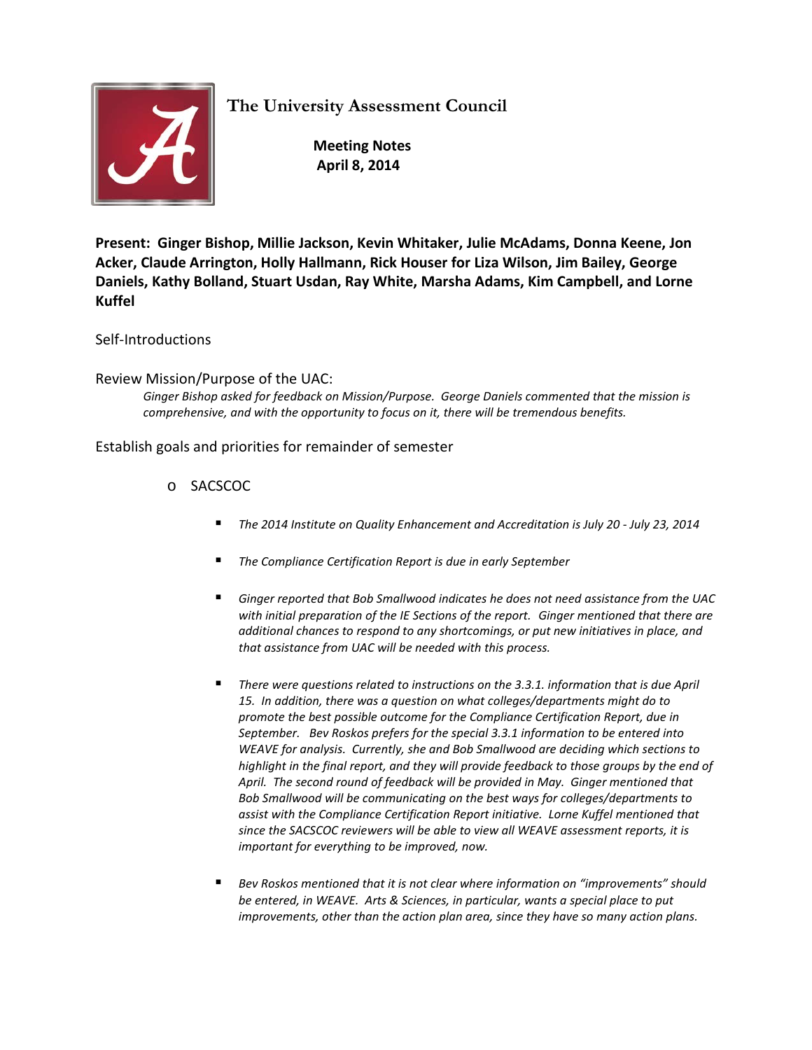# The University Assessment Council

**Meeting Notes**
**April 8, 2014**

**Present: Ginger Bishop, Millie Jackson, Kevin Whitaker, Julie McAdams, Donna Keene, Jon Acker, Claude Arrington, Holly Hallmann, Rick Houser for Liza Wilson, Jim Bailey, George Daniels, Kathy Bolland, Stuart Usdan, Ray White, Marsha Adams, Kim Campbell, and Lorne Kuffel**

Self-Introductions

Review Mission/Purpose of the UAC:

*Ginger Bishop asked for feedback on Mission/Purpose. George Daniels commented that the mission is comprehensive, and with the opportunity to focus on it, there will be tremendous benefits.*

Establish goals and priorities for remainder of semester

- SACSCOC
  - *The 2014 Institute on Quality Enhancement and Accreditation is July 20 - July 23, 2014*
  - *The Compliance Certification Report is due in early September*
  - *Ginger reported that Bob Smallwood indicates he does not need assistance from the UAC with initial preparation of the IE Sections of the report. Ginger mentioned that there are additional chances to respond to any shortcomings, or put new initiatives in place, and that assistance from UAC will be needed with this process.*
  - *There were questions related to instructions on the 3.3.1. information that is due April 15. In addition, there was a question on what colleges/departments might do to promote the best possible outcome for the Compliance Certification Report, due in September. Bev Roskos prefers for the special 3.3.1 information to be entered into WEAVE for analysis. Currently, she and Bob Smallwood are deciding which sections to highlight in the final report, and they will provide feedback to those groups by the end of April. The second round of feedback will be provided in May. Ginger mentioned that Bob Smallwood will be communicating on the best ways for colleges/departments to assist with the Compliance Certification Report initiative. Lorne Kuffel mentioned that since the SACSCOC reviewers will be able to view all WEAVE assessment reports, it is important for everything to be improved, now.*
  - *Bev Roskos mentioned that it is not clear where information on "improvements" should be entered, in WEAVE. Arts & Sciences, in particular, wants a special place to put improvements, other than the action plan area, since they have so many action plans.*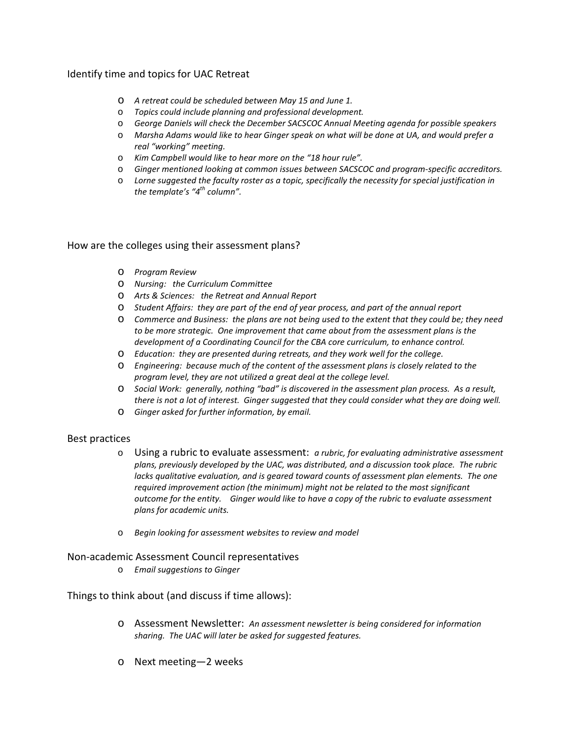Identify time and topics for UAC Retreat

- *A retreat could be scheduled between May 15 and June 1.*
- *Topics could include planning and professional development.*
- *George Daniels will check the December SACSCOC Annual Meeting agenda for possible speakers*
- *Marsha Adams would like to hear Ginger speak on what will be done at UA, and would prefer a real "working" meeting.*
- *Kim Campbell would like to hear more on the "18 hour rule".*
- *Ginger mentioned looking at common issues between SACSCOC and program-specific accreditors.*
- *Lorne suggested the faculty roster as a topic, specifically the necessity for special justification in the template's "4th column".*

How are the colleges using their assessment plans?

- *Program Review*
- *Nursing: the Curriculum Committee*
- *Arts & Sciences: the Retreat and Annual Report*
- *Student Affairs: they are part of the end of year process, and part of the annual report*
- *Commerce and Business: the plans are not being used to the extent that they could be; they need to be more strategic. One improvement that came about from the assessment plans is the development of a Coordinating Council for the CBA core curriculum, to enhance control.*
- *Education: they are presented during retreats, and they work well for the college.*
- *Engineering: because much of the content of the assessment plans is closely related to the program level, they are not utilized a great deal at the college level.*
- *Social Work: generally, nothing "bad" is discovered in the assessment plan process. As a result, there is not a lot of interest. Ginger suggested that they could consider what they are doing well.*
- *Ginger asked for further information, by email.*

Best practices

- Using a rubric to evaluate assessment: *a rubric, for evaluating administrative assessment plans, previously developed by the UAC, was distributed, and a discussion took place. The rubric lacks qualitative evaluation, and is geared toward counts of assessment plan elements. The one required improvement action (the minimum) might not be related to the most significant outcome for the entity. Ginger would like to have a copy of the rubric to evaluate assessment plans for academic units.*

- *Begin looking for assessment websites to review and model*

Non-academic Assessment Council representatives

- *Email suggestions to Ginger*

Things to think about (and discuss if time allows):

- Assessment Newsletter: *An assessment newsletter is being considered for information sharing. The UAC will later be asked for suggested features.*

- Next meeting—2 weeks